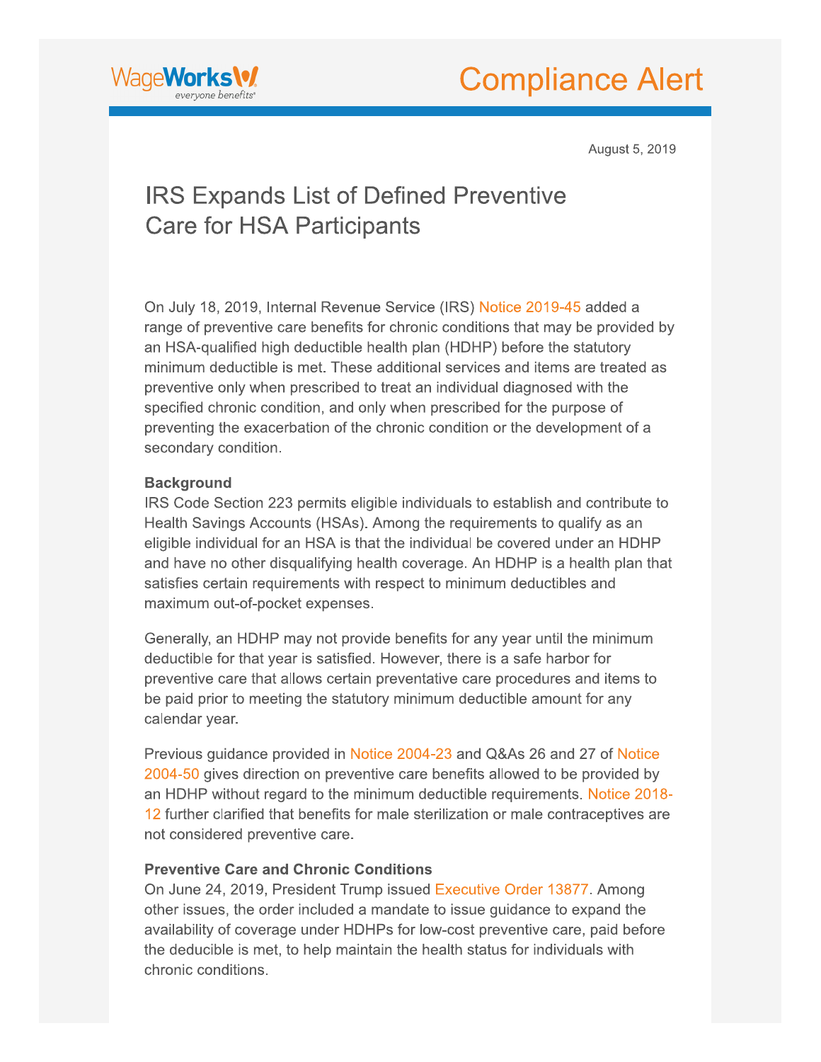WageWorks
*everyone benefits*

# Compliance Alert

August 5, 2019

## IRS Expands List of Defined Preventive Care for HSA Participants

On July 18, 2019, Internal Revenue Service (IRS) Notice 2019-45 added a range of preventive care benefits for chronic conditions that may be provided by an HSA-qualified high deductible health plan (HDHP) before the statutory minimum deductible is met. These additional services and items are treated as preventive only when prescribed to treat an individual diagnosed with the specified chronic condition, and only when prescribed for the purpose of preventing the exacerbation of the chronic condition or the development of a secondary condition.

**Background**

IRS Code Section 223 permits eligible individuals to establish and contribute to Health Savings Accounts (HSAs). Among the requirements to qualify as an eligible individual for an HSA is that the individual be covered under an HDHP and have no other disqualifying health coverage. An HDHP is a health plan that satisfies certain requirements with respect to minimum deductibles and maximum out-of-pocket expenses.

Generally, an HDHP may not provide benefits for any year until the minimum deductible for that year is satisfied. However, there is a safe harbor for preventive care that allows certain preventative care procedures and items to be paid prior to meeting the statutory minimum deductible amount for any calendar year.

Previous guidance provided in Notice 2004-23 and Q&As 26 and 27 of Notice 2004-50 gives direction on preventive care benefits allowed to be provided by an HDHP without regard to the minimum deductible requirements. Notice 2018-12 further clarified that benefits for male sterilization or male contraceptives are not considered preventive care.

**Preventive Care and Chronic Conditions**

On June 24, 2019, President Trump issued Executive Order 13877. Among other issues, the order included a mandate to issue guidance to expand the availability of coverage under HDHPs for low-cost preventive care, paid before the deducible is met, to help maintain the health status for individuals with chronic conditions.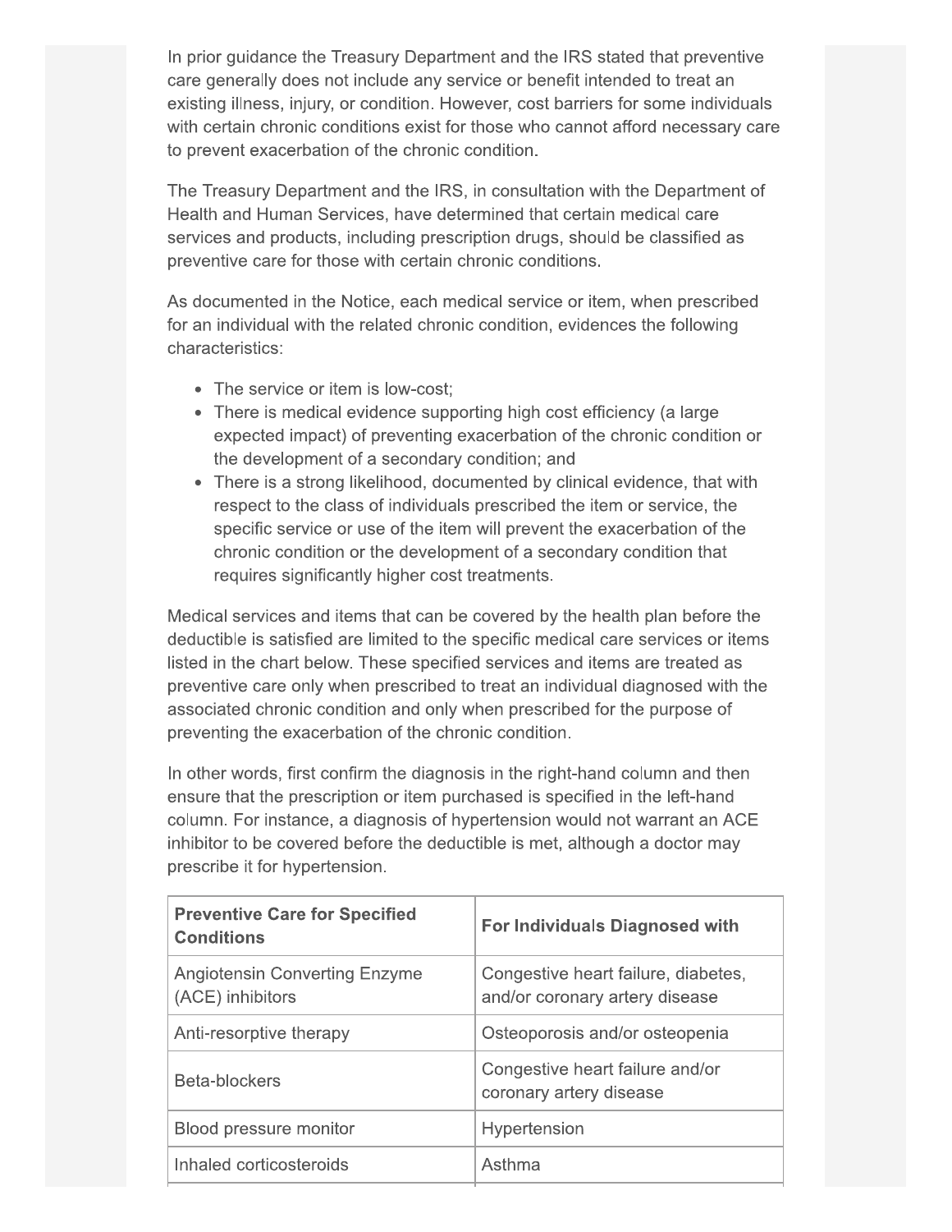In prior guidance the Treasury Department and the IRS stated that preventive care generally does not include any service or benefit intended to treat an existing illness, injury, or condition. However, cost barriers for some individuals with certain chronic conditions exist for those who cannot afford necessary care to prevent exacerbation of the chronic condition.

The Treasury Department and the IRS, in consultation with the Department of Health and Human Services, have determined that certain medical care services and products, including prescription drugs, should be classified as preventive care for those with certain chronic conditions.

As documented in the Notice, each medical service or item, when prescribed for an individual with the related chronic condition, evidences the following characteristics:

- The service or item is low-cost;
- There is medical evidence supporting high cost efficiency (a large expected impact) of preventing exacerbation of the chronic condition or the development of a secondary condition; and
- There is a strong likelihood, documented by clinical evidence, that with respect to the class of individuals prescribed the item or service, the specific service or use of the item will prevent the exacerbation of the chronic condition or the development of a secondary condition that requires significantly higher cost treatments.

Medical services and items that can be covered by the health plan before the deductible is satisfied are limited to the specific medical care services or items listed in the chart below. These specified services and items are treated as preventive care only when prescribed to treat an individual diagnosed with the associated chronic condition and only when prescribed for the purpose of preventing the exacerbation of the chronic condition.

In other words, first confirm the diagnosis in the right-hand column and then ensure that the prescription or item purchased is specified in the left-hand column. For instance, a diagnosis of hypertension would not warrant an ACE inhibitor to be covered before the deductible is met, although a doctor may prescribe it for hypertension.

| **Preventive Care for Specified Conditions** | **For Individuals Diagnosed with** |
| --- | --- |
| Angiotensin Converting Enzyme (ACE) inhibitors | Congestive heart failure, diabetes, and/or coronary artery disease |
| Anti-resorptive therapy | Osteoporosis and/or osteopenia |
| Beta-blockers | Congestive heart failure and/or coronary artery disease |
| Blood pressure monitor | Hypertension |
| Inhaled corticosteroids | Asthma |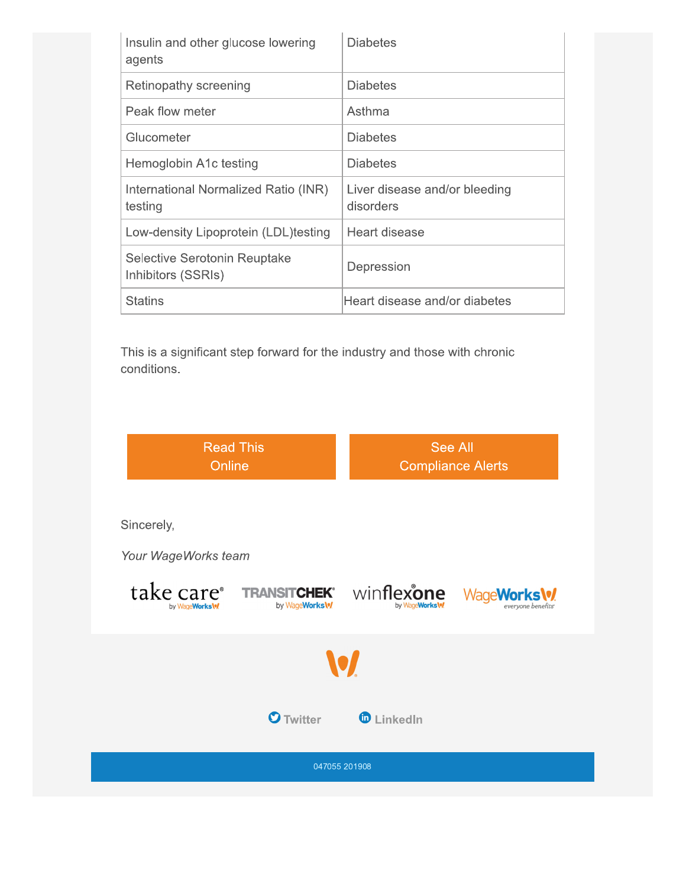| | |
|---|---|
| Insulin and other glucose lowering agents | Diabetes |
| Retinopathy screening | Diabetes |
| Peak flow meter | Asthma |
| Glucometer | Diabetes |
| Hemoglobin A1c testing | Diabetes |
| International Normalized Ratio (INR) testing | Liver disease and/or bleeding disorders |
| Low-density Lipoprotein (LDL)testing | Heart disease |
| Selective Serotonin Reuptake Inhibitors (SSRIs) | Depression |
| Statins | Heart disease and/or diabetes |

This is a significant step forward for the industry and those with chronic conditions.

Read This Online

See All Compliance Alerts

Sincerely,

*Your WageWorks team*

take care by WageWorks

TRANSITCHEK by WageWorks

winflexone by WageWorks

WageWorks everyone benefits

Twitter

LinkedIn

047055 201908